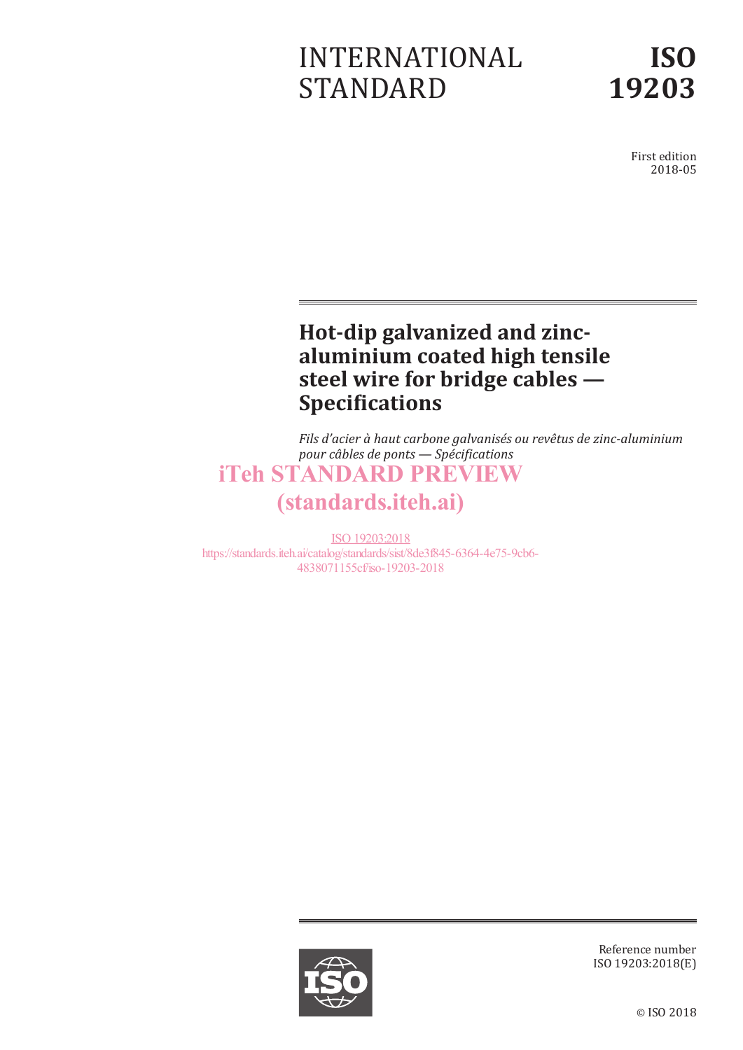INTERNATIONAL STANDARD

**ISO 19203**

First edition
2018-05

# Hot-dip galvanized and zinc-aluminium coated high tensile steel wire for bridge cables — Specifications

*Fils d'acier à haut carbone galvanisés ou revêtus de zinc-aluminium pour câbles de ponts — Spécifications*

iTeh STANDARD PREVIEW
(standards.iteh.ai)

ISO 19203:2018
https://standards.iteh.ai/catalog/standards/sist/8de3f845-6364-4e75-9cb6-4838071155cf/iso-19203-2018

Reference number
ISO 19203:2018(E)

© ISO 2018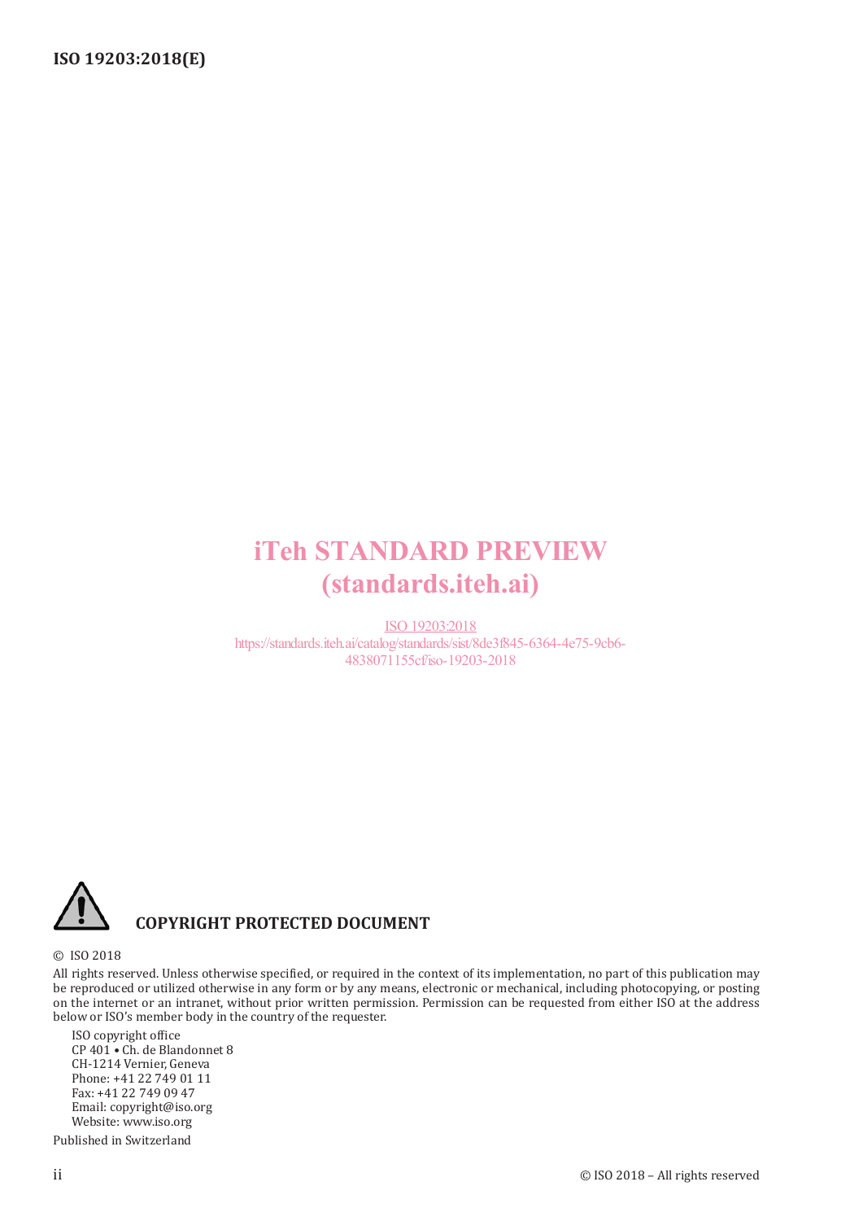iTeh STANDARD PREVIEW
(standards.iteh.ai)

ISO 19203:2018
https://standards.iteh.ai/catalog/standards/sist/8de3f845-6364-4e75-9cb6-4838071155cf/iso-19203-2018

**COPYRIGHT PROTECTED DOCUMENT**

© ISO 2018

All rights reserved. Unless otherwise specified, or required in the context of its implementation, no part of this publication may be reproduced or utilized otherwise in any form or by any means, electronic or mechanical, including photocopying, or posting on the internet or an intranet, without prior written permission. Permission can be requested from either ISO at the address below or ISO's member body in the country of the requester.

ISO copyright office
CP 401 • Ch. de Blandonnet 8
CH-1214 Vernier, Geneva
Phone: +41 22 749 01 11
Fax: +41 22 749 09 47
Email: copyright@iso.org
Website: www.iso.org

Published in Switzerland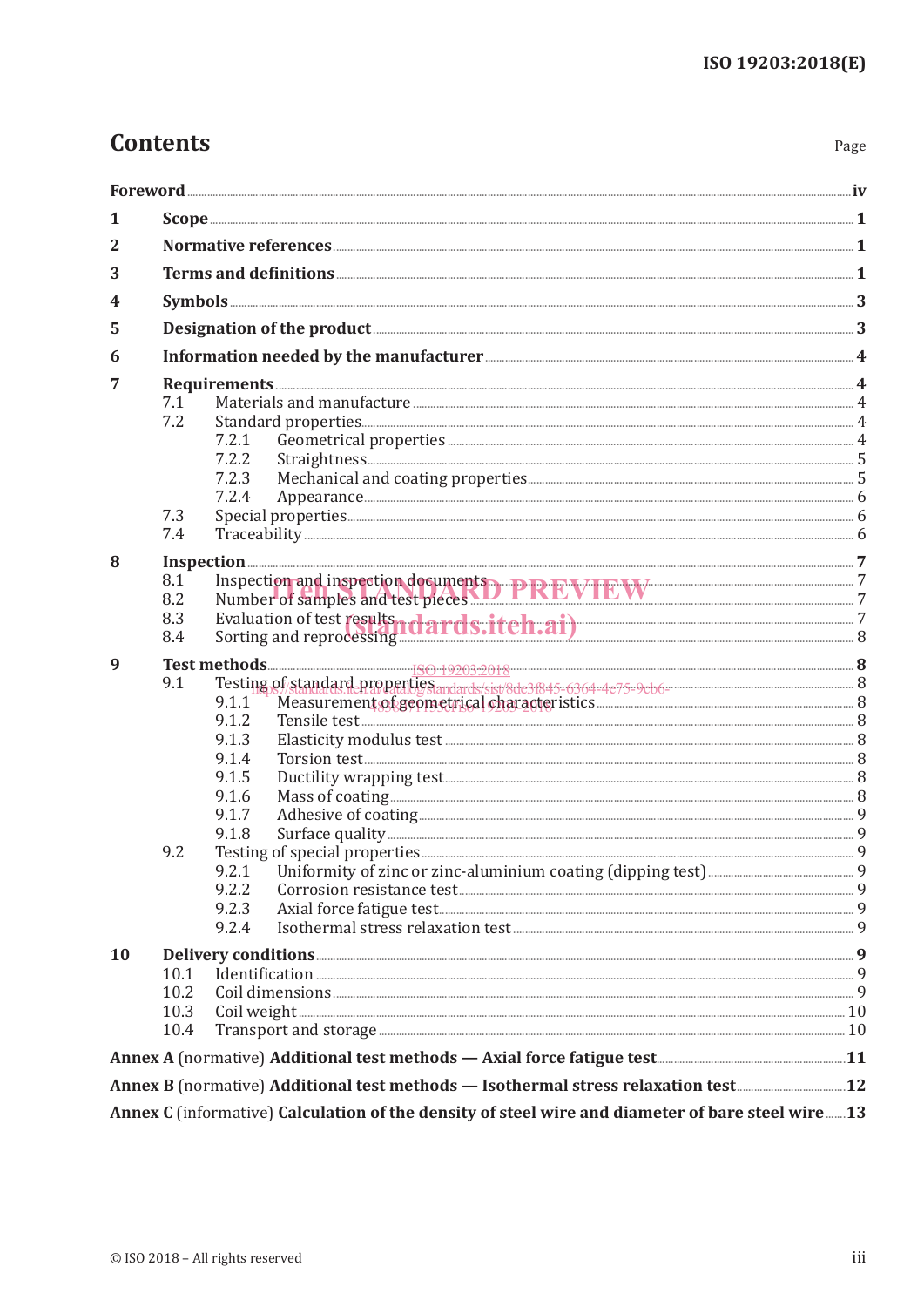# Contents

Page

**Foreword** .......... **iv**

**1 Scope** .......... **1**

**2 Normative references** .......... **1**

**3 Terms and definitions** .......... **1**

**4 Symbols** .......... **3**

**5 Designation of the product** .......... **3**

**6 Information needed by the manufacturer** .......... **4**

**7 Requirements** .......... **4**

- 7.1 Materials and manufacture .......... 4
- 7.2 Standard properties .......... 4
  - 7.2.1 Geometrical properties .......... 4
  - 7.2.2 Straightness .......... 5
  - 7.2.3 Mechanical and coating properties .......... 5
  - 7.2.4 Appearance .......... 6
- 7.3 Special properties .......... 6
- 7.4 Traceability .......... 6

**8 Inspection** .......... **7**

- 8.1 Inspection and inspection documents .......... 7
- 8.2 Number of samples and test pieces .......... 7
- 8.3 Evaluation of test results .......... 7
- 8.4 Sorting and reprocessing .......... 8

**9 Test methods** .......... **8**

- 9.1 Testing of standard properties .......... 8
  - 9.1.1 Measurement of geometrical characteristics .......... 8
  - 9.1.2 Tensile test .......... 8
  - 9.1.3 Elasticity modulus test .......... 8
  - 9.1.4 Torsion test .......... 8
  - 9.1.5 Ductility wrapping test .......... 8
  - 9.1.6 Mass of coating .......... 8
  - 9.1.7 Adhesive of coating .......... 9
  - 9.1.8 Surface quality .......... 9
- 9.2 Testing of special properties .......... 9
  - 9.2.1 Uniformity of zinc or zinc-aluminium coating (dipping test) .......... 9
  - 9.2.2 Corrosion resistance test .......... 9
  - 9.2.3 Axial force fatigue test .......... 9
  - 9.2.4 Isothermal stress relaxation test .......... 9

**10 Delivery conditions** .......... **9**

- 10.1 Identification .......... 9
- 10.2 Coil dimensions .......... 9
- 10.3 Coil weight .......... 10
- 10.4 Transport and storage .......... 10

**Annex A** (normative) **Additional test methods — Axial force fatigue test** .......... **11**

**Annex B** (normative) **Additional test methods — Isothermal stress relaxation test** .......... **12**

**Annex C** (informative) **Calculation of the density of steel wire and diameter of bare steel wire** .......... **13**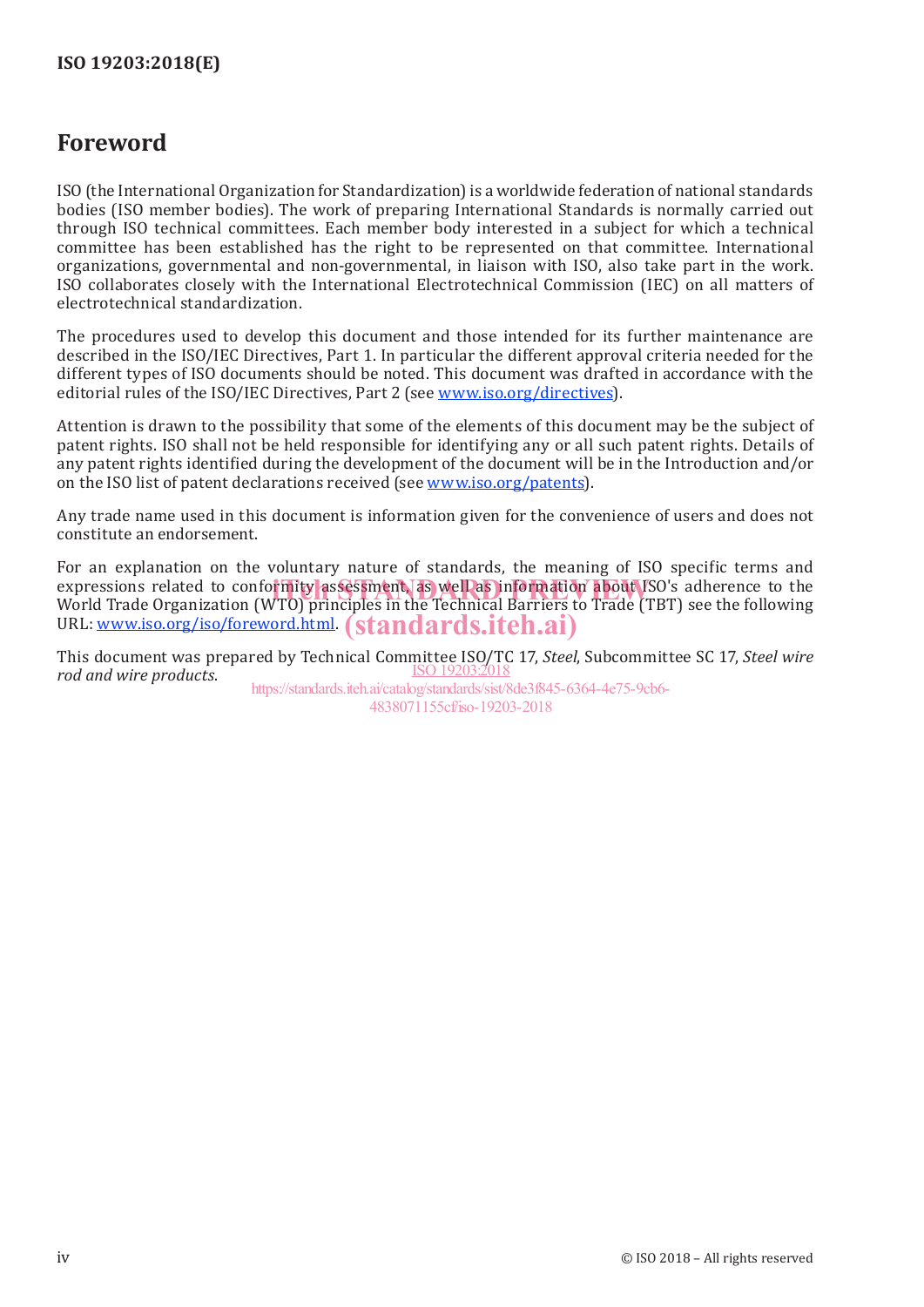# Foreword

ISO (the International Organization for Standardization) is a worldwide federation of national standards bodies (ISO member bodies). The work of preparing International Standards is normally carried out through ISO technical committees. Each member body interested in a subject for which a technical committee has been established has the right to be represented on that committee. International organizations, governmental and non-governmental, in liaison with ISO, also take part in the work. ISO collaborates closely with the International Electrotechnical Commission (IEC) on all matters of electrotechnical standardization.

The procedures used to develop this document and those intended for its further maintenance are described in the ISO/IEC Directives, Part 1. In particular the different approval criteria needed for the different types of ISO documents should be noted. This document was drafted in accordance with the editorial rules of the ISO/IEC Directives, Part 2 (see www.iso.org/directives).

Attention is drawn to the possibility that some of the elements of this document may be the subject of patent rights. ISO shall not be held responsible for identifying any or all such patent rights. Details of any patent rights identified during the development of the document will be in the Introduction and/or on the ISO list of patent declarations received (see www.iso.org/patents).

Any trade name used in this document is information given for the convenience of users and does not constitute an endorsement.

For an explanation on the voluntary nature of standards, the meaning of ISO specific terms and expressions related to conformity assessment, as well as information about ISO's adherence to the World Trade Organization (WTO) principles in the Technical Barriers to Trade (TBT) see the following URL: www.iso.org/iso/foreword.html.

This document was prepared by Technical Committee ISO/TC 17, *Steel*, Subcommittee SC 17, *Steel wire rod and wire products*.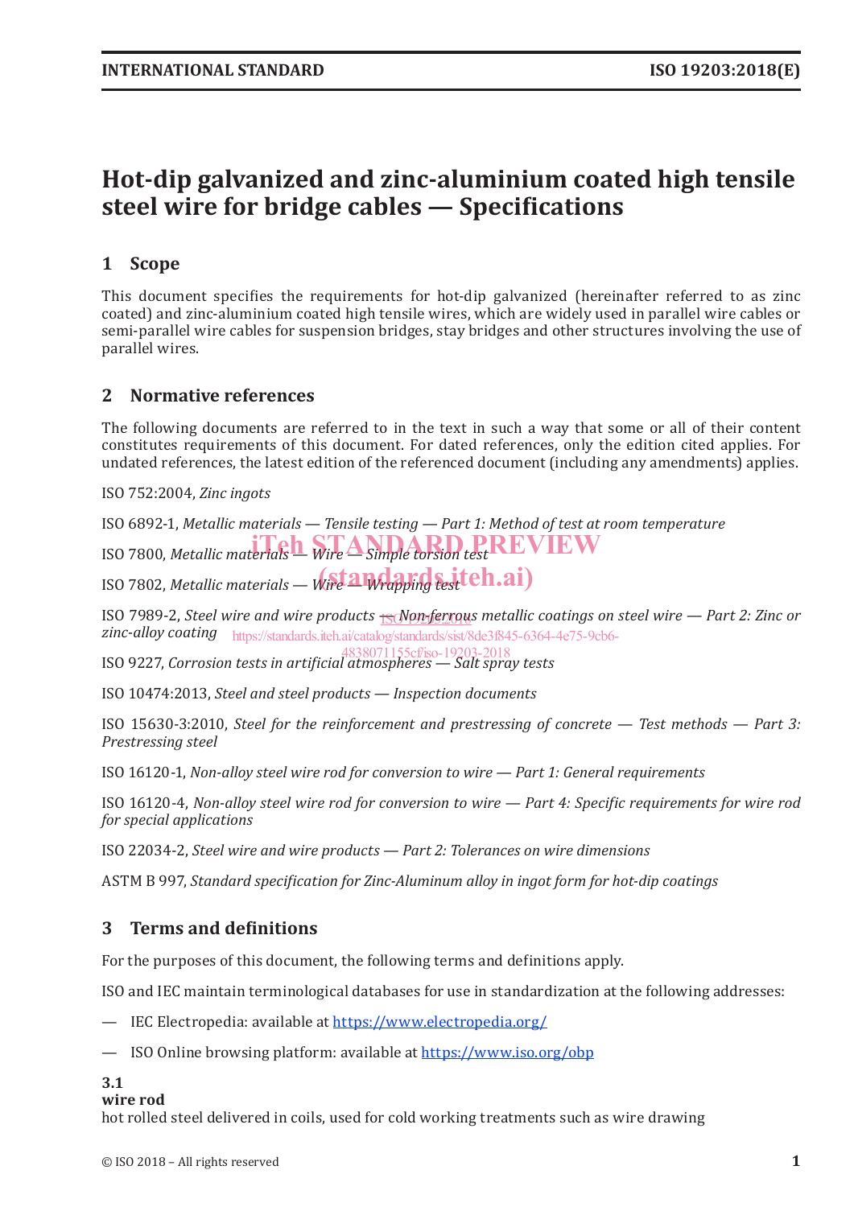# Hot-dip galvanized and zinc-aluminium coated high tensile steel wire for bridge cables — Specifications

## 1 Scope

This document specifies the requirements for hot-dip galvanized (hereinafter referred to as zinc coated) and zinc-aluminium coated high tensile wires, which are widely used in parallel wire cables or semi-parallel wire cables for suspension bridges, stay bridges and other structures involving the use of parallel wires.

## 2 Normative references

The following documents are referred to in the text in such a way that some or all of their content constitutes requirements of this document. For dated references, only the edition cited applies. For undated references, the latest edition of the referenced document (including any amendments) applies.

ISO 752:2004, *Zinc ingots*

ISO 6892-1, *Metallic materials — Tensile testing — Part 1: Method of test at room temperature*

ISO 7800, *Metallic materials — Wire — Simple torsion test*

ISO 7802, *Metallic materials — Wire — Wrapping test*

ISO 7989-2, *Steel wire and wire products — Non-ferrous metallic coatings on steel wire — Part 2: Zinc or zinc-alloy coating*

ISO 9227, *Corrosion tests in artificial atmospheres — Salt spray tests*

ISO 10474:2013, *Steel and steel products — Inspection documents*

ISO 15630-3:2010, *Steel for the reinforcement and prestressing of concrete — Test methods — Part 3: Prestressing steel*

ISO 16120-1, *Non-alloy steel wire rod for conversion to wire — Part 1: General requirements*

ISO 16120-4, *Non-alloy steel wire rod for conversion to wire — Part 4: Specific requirements for wire rod for special applications*

ISO 22034-2, *Steel wire and wire products — Part 2: Tolerances on wire dimensions*

ASTM B 997, *Standard specification for Zinc-Aluminum alloy in ingot form for hot-dip coatings*

## 3 Terms and definitions

For the purposes of this document, the following terms and definitions apply.

ISO and IEC maintain terminological databases for use in standardization at the following addresses:

— IEC Electropedia: available at https://www.electropedia.org/

— ISO Online browsing platform: available at https://www.iso.org/obp

**3.1**
**wire rod**
hot rolled steel delivered in coils, used for cold working treatments such as wire drawing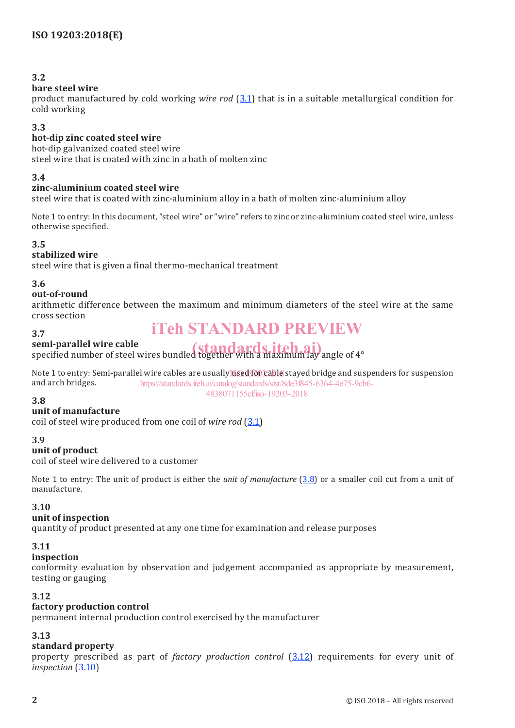### 3.2
**bare steel wire**
product manufactured by cold working *wire rod* (3.1) that is in a suitable metallurgical condition for cold working

### 3.3
**hot-dip zinc coated steel wire**
hot-dip galvanized coated steel wire
steel wire that is coated with zinc in a bath of molten zinc

### 3.4
**zinc-aluminium coated steel wire**
steel wire that is coated with zinc-aluminium alloy in a bath of molten zinc-aluminium alloy

Note 1 to entry: In this document, “steel wire” or “wire” refers to zinc or zinc-aluminium coated steel wire, unless otherwise specified.

### 3.5
**stabilized wire**
steel wire that is given a final thermo-mechanical treatment

### 3.6
**out-of-round**
arithmetic difference between the maximum and minimum diameters of the steel wire at the same cross section

### 3.7
**semi-parallel wire cable**
specified number of steel wires bundled together with a maximum lay angle of 4°

Note 1 to entry: Semi-parallel wire cables are usually used for cable stayed bridge and suspenders for suspension and arch bridges.

### 3.8
**unit of manufacture**
coil of steel wire produced from one coil of *wire rod* (3.1)

### 3.9
**unit of product**
coil of steel wire delivered to a customer

Note 1 to entry: The unit of product is either the *unit of manufacture* (3.8) or a smaller coil cut from a unit of manufacture.

### 3.10
**unit of inspection**
quantity of product presented at any one time for examination and release purposes

### 3.11
**inspection**
conformity evaluation by observation and judgement accompanied as appropriate by measurement, testing or gauging

### 3.12
**factory production control**
permanent internal production control exercised by the manufacturer

### 3.13
**standard property**
property prescribed as part of *factory production control* (3.12) requirements for every unit of *inspection* (3.10)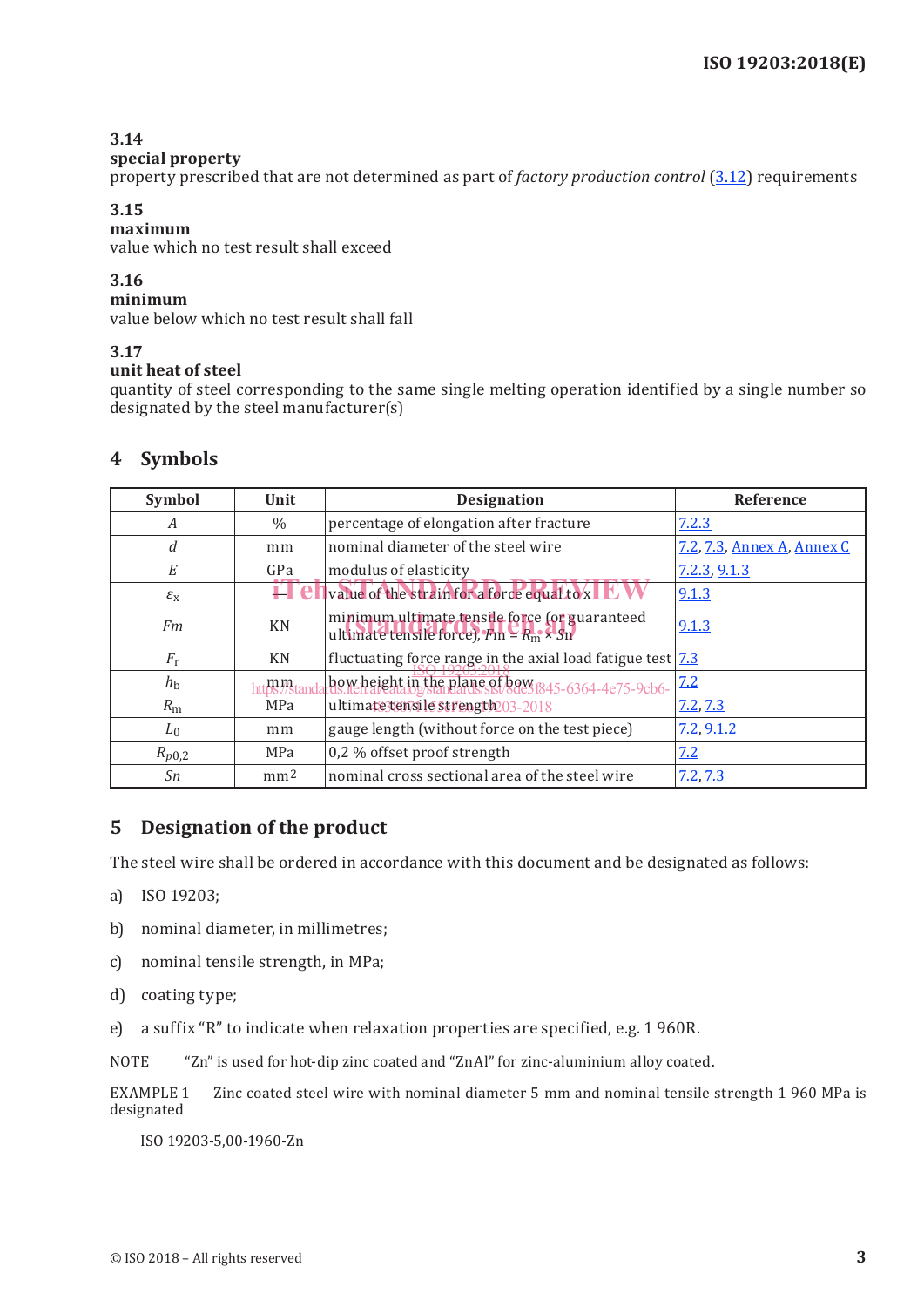### 3.14
**special property**
property prescribed that are not determined as part of *factory production control* (3.12) requirements

### 3.15
**maximum**
value which no test result shall exceed

### 3.16
**minimum**
value below which no test result shall fall

### 3.17
**unit heat of steel**
quantity of steel corresponding to the same single melting operation identified by a single number so designated by the steel manufacturer(s)

## 4 Symbols

| Symbol | Unit | Designation | Reference |
|---|---|---|---|
| $A$ | % | percentage of elongation after fracture | 7.2.3 |
| $d$ | mm | nominal diameter of the steel wire | 7.2, 7.3, Annex A, Annex C |
| $E$ | GPa | modulus of elasticity | 7.2.3, 9.1.3 |
| $\varepsilon_x$ | — | value of the strain for a force equal to x | 9.1.3 |
| $Fm$ | KN | minimum ultimate tensile force (or guaranteed ultimate tensile force), $Fm = R_m \times Sn$ | 9.1.3 |
| $F_r$ | KN | fluctuating force range in the axial load fatigue test | 7.3 |
| $h_b$ | mm | bow height in the plane of bow | 7.2 |
| $R_m$ | MPa | ultimate tensile strength | 7.2, 7.3 |
| $L_0$ | mm | gauge length (without force on the test piece) | 7.2, 9.1.2 |
| $R_{p0,2}$ | MPa | 0,2 % offset proof strength | 7.2 |
| $Sn$ | $mm^2$ | nominal cross sectional area of the steel wire | 7.2, 7.3 |

## 5 Designation of the product

The steel wire shall be ordered in accordance with this document and be designated as follows:

a) ISO 19203;

b) nominal diameter, in millimetres;

c) nominal tensile strength, in MPa;

d) coating type;

e) a suffix "R" to indicate when relaxation properties are specified, e.g. 1 960R.

NOTE "Zn" is used for hot-dip zinc coated and "ZnAl" for zinc-aluminium alloy coated.

EXAMPLE 1 Zinc coated steel wire with nominal diameter 5 mm and nominal tensile strength 1 960 MPa is designated

ISO 19203-5,00-1960-Zn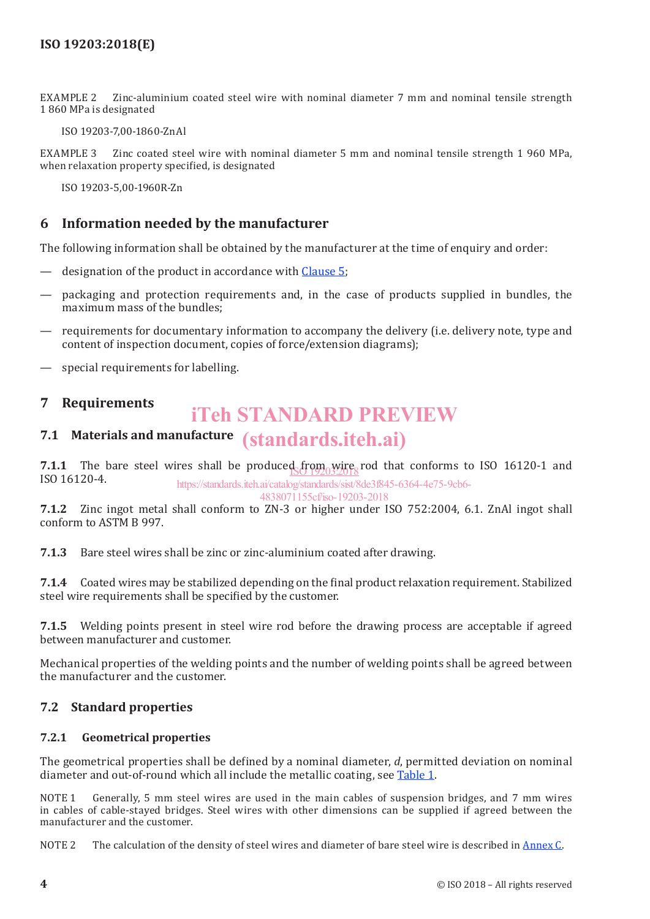EXAMPLE 2 Zinc-aluminium coated steel wire with nominal diameter 7 mm and nominal tensile strength 1 860 MPa is designated

ISO 19203-7,00-1860-ZnAl

EXAMPLE 3 Zinc coated steel wire with nominal diameter 5 mm and nominal tensile strength 1 960 MPa, when relaxation property specified, is designated

ISO 19203-5,00-1960R-Zn

## 6 Information needed by the manufacturer

The following information shall be obtained by the manufacturer at the time of enquiry and order:

— designation of the product in accordance with Clause 5;

— packaging and protection requirements and, in the case of products supplied in bundles, the maximum mass of the bundles;

— requirements for documentary information to accompany the delivery (i.e. delivery note, type and content of inspection document, copies of force/extension diagrams);

— special requirements for labelling.

## 7 Requirements

### 7.1 Materials and manufacture

**7.1.1** The bare steel wires shall be produced from wire rod that conforms to ISO 16120-1 and ISO 16120-4.

**7.1.2** Zinc ingot metal shall conform to ZN-3 or higher under ISO 752:2004, 6.1. ZnAl ingot shall conform to ASTM B 997.

**7.1.3** Bare steel wires shall be zinc or zinc-aluminium coated after drawing.

**7.1.4** Coated wires may be stabilized depending on the final product relaxation requirement. Stabilized steel wire requirements shall be specified by the customer.

**7.1.5** Welding points present in steel wire rod before the drawing process are acceptable if agreed between manufacturer and customer.

Mechanical properties of the welding points and the number of welding points shall be agreed between the manufacturer and the customer.

### 7.2 Standard properties

#### 7.2.1 Geometrical properties

The geometrical properties shall be defined by a nominal diameter, $d$, permitted deviation on nominal diameter and out-of-round which all include the metallic coating, see Table 1.

NOTE 1 Generally, 5 mm steel wires are used in the main cables of suspension bridges, and 7 mm wires in cables of cable-stayed bridges. Steel wires with other dimensions can be supplied if agreed between the manufacturer and the customer.

NOTE 2 The calculation of the density of steel wires and diameter of bare steel wire is described in Annex C.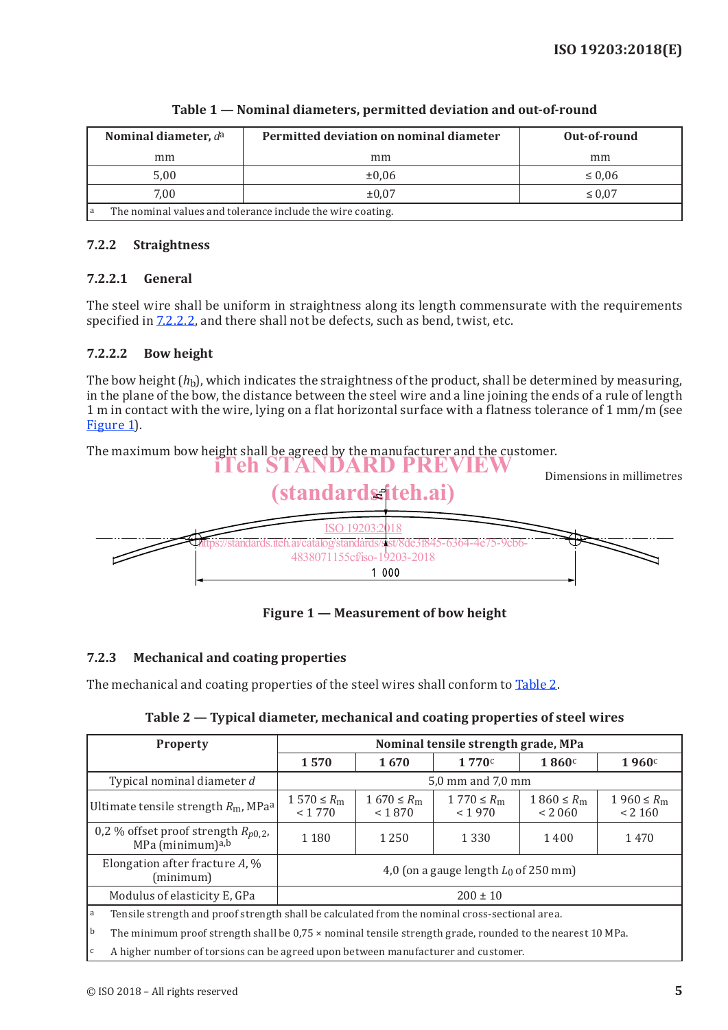**Table 1 — Nominal diameters, permitted deviation and out-of-round**

| Nominal diameter, $d$[a] mm | Permitted deviation on nominal diameter mm | Out-of-round mm |
|---|---|---|
| 5,00 | ±0,06 | ≤ 0,06 |
| 7,00 | ±0,07 | ≤ 0,07 |

[a] The nominal values and tolerance include the wire coating.

### 7.2.2 Straightness

#### 7.2.2.1 General

The steel wire shall be uniform in straightness along its length commensurate with the requirements specified in 7.2.2.2, and there shall not be defects, such as bend, twist, etc.

#### 7.2.2.2 Bow height

The bow height ($h_b$), which indicates the straightness of the product, shall be determined by measuring, in the plane of the bow, the distance between the steel wire and a line joining the ends of a rule of length 1 m in contact with the wire, lying on a flat horizontal surface with a flatness tolerance of 1 mm/m (see Figure 1).

The maximum bow height shall be agreed by the manufacturer and the customer.

Dimensions in millimetres

$h_b$

1 000

**Figure 1 — Measurement of bow height**

### 7.2.3 Mechanical and coating properties

The mechanical and coating properties of the steel wires shall conform to Table 2.

**Table 2 — Typical diameter, mechanical and coating properties of steel wires**

| Property | Nominal tensile strength grade, MPa | | | | |
|---|---|---|---|---|---|
| | 1 570 | 1 670 | 1 770[c] | 1 860[c] | 1 960[c] |
| Typical nominal diameter $d$ | 5,0 mm and 7,0 mm | | | | |
| Ultimate tensile strength $R_m$, MPa[a] | 1 570 ≤ $R_m$ < 1 770 | 1 670 ≤ $R_m$ < 1 870 | 1 770 ≤ $R_m$ < 1 970 | 1 860 ≤ $R_m$ < 2 060 | 1 960 ≤ $R_m$ < 2 160 |
| 0,2 % offset proof strength $R_{p0,2}$, MPa (minimum)[a,b] | 1 180 | 1 250 | 1 330 | 1 400 | 1 470 |
| Elongation after fracture $A$, % (minimum) | 4,0 (on a gauge length $L_0$ of 250 mm) | | | | |
| Modulus of elasticity E, GPa | 200 ± 10 | | | | |

[a] Tensile strength and proof strength shall be calculated from the nominal cross-sectional area.

[b] The minimum proof strength shall be 0,75 × nominal tensile strength grade, rounded to the nearest 10 MPa.

[c] A higher number of torsions can be agreed upon between manufacturer and customer.